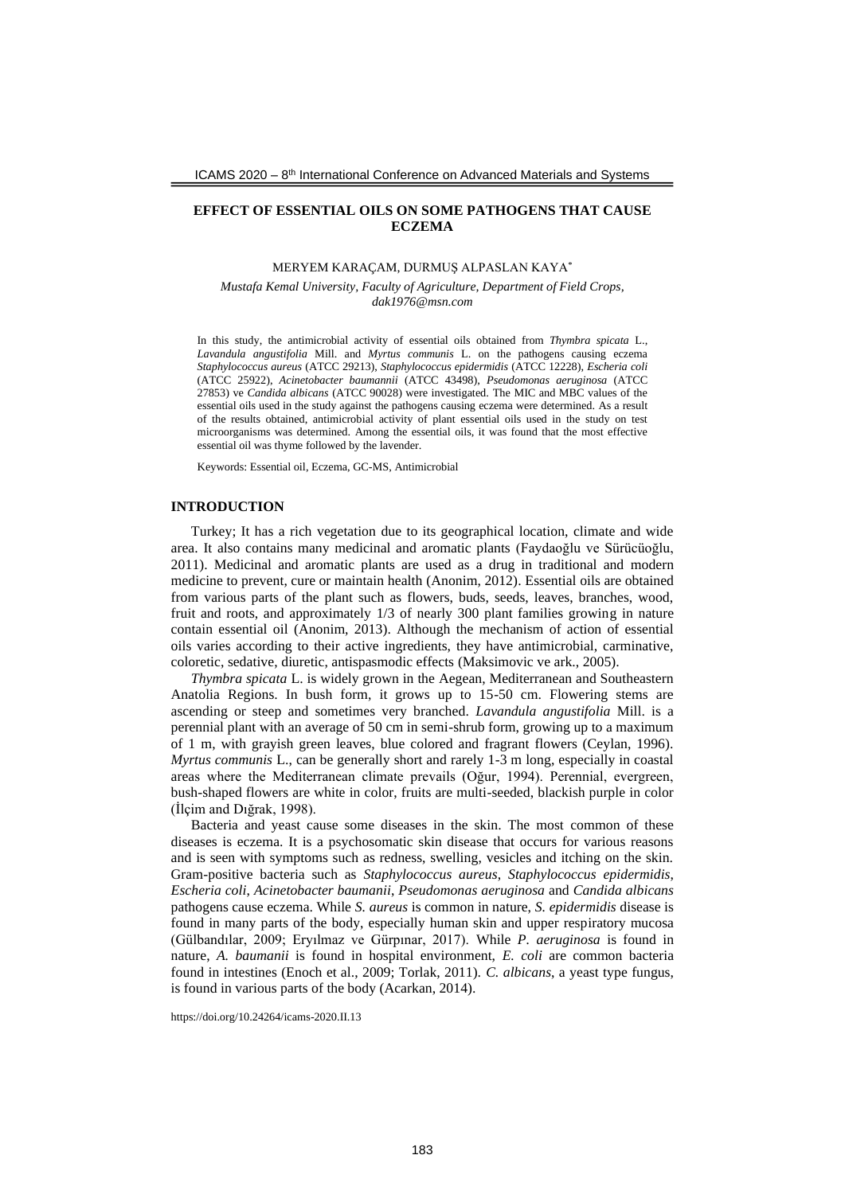# EFFECT OF ESSENTIAL OILS ON SOME PATHOGENS THAT CAUSE ECZEMA

MERYEM KARAÇAM, DURMUŞ ALPASLAN KAYA*

*Mustafa Kemal University, Faculty of Agriculture, Department of Field Crops, dak1976@msn.com*

In this study, the antimicrobial activity of essential oils obtained from *Thymbra spicata* L., *Lavandula angustifolia* Mill. and *Myrtus communis* L. on the pathogens causing eczema *Staphylococcus aureus* (ATCC 29213), *Staphylococcus epidermidis* (ATCC 12228), *Escheria coli* (ATCC 25922), *Acinetobacter baumannii* (ATCC 43498), *Pseudomonas aeruginosa* (ATCC 27853) ve *Candida albicans* (ATCC 90028) were investigated. The MIC and MBC values of the essential oils used in the study against the pathogens causing eczema were determined. As a result of the results obtained, antimicrobial activity of plant essential oils used in the study on test microorganisms was determined. Among the essential oils, it was found that the most effective essential oil was thyme followed by the lavender.

Keywords: Essential oil, Eczema, GC-MS, Antimicrobial

## INTRODUCTION

Turkey; It has a rich vegetation due to its geographical location, climate and wide area. It also contains many medicinal and aromatic plants (Faydaoğlu ve Sürücüoğlu, 2011). Medicinal and aromatic plants are used as a drug in traditional and modern medicine to prevent, cure or maintain health (Anonim, 2012). Essential oils are obtained from various parts of the plant such as flowers, buds, seeds, leaves, branches, wood, fruit and roots, and approximately 1/3 of nearly 300 plant families growing in nature contain essential oil (Anonim, 2013). Although the mechanism of action of essential oils varies according to their active ingredients, they have antimicrobial, carminative, coloretic, sedative, diuretic, antispasmodic effects (Maksimovic ve ark., 2005).

*Thymbra spicata* L. is widely grown in the Aegean, Mediterranean and Southeastern Anatolia Regions. In bush form, it grows up to 15-50 cm. Flowering stems are ascending or steep and sometimes very branched. *Lavandula angustifolia* Mill. is a perennial plant with an average of 50 cm in semi-shrub form, growing up to a maximum of 1 m, with grayish green leaves, blue colored and fragrant flowers (Ceylan, 1996). *Myrtus communis* L., can be generally short and rarely 1-3 m long, especially in coastal areas where the Mediterranean climate prevails (Oğur, 1994). Perennial, evergreen, bush-shaped flowers are white in color, fruits are multi-seeded, blackish purple in color (İlçim and Dığrak, 1998).

Bacteria and yeast cause some diseases in the skin. The most common of these diseases is eczema. It is a psychosomatic skin disease that occurs for various reasons and is seen with symptoms such as redness, swelling, vesicles and itching on the skin. Gram-positive bacteria such as *Staphylococcus aureus*, *Staphylococcus epidermidis*, *Escheria coli*, *Acinetobacter baumanii*, *Pseudomonas aeruginosa* and *Candida albicans* pathogens cause eczema. While *S. aureus* is common in nature, *S. epidermidis* disease is found in many parts of the body, especially human skin and upper respiratory mucosa (Gülbandılar, 2009; Eryılmaz ve Gürpınar, 2017). While *P. aeruginosa* is found in nature, *A. baumanii* is found in hospital environment, *E. coli* are common bacteria found in intestines (Enoch et al., 2009; Torlak, 2011). *C. albicans*, a yeast type fungus, is found in various parts of the body (Acarkan, 2014).

https://doi.org/10.24264/icams-2020.II.13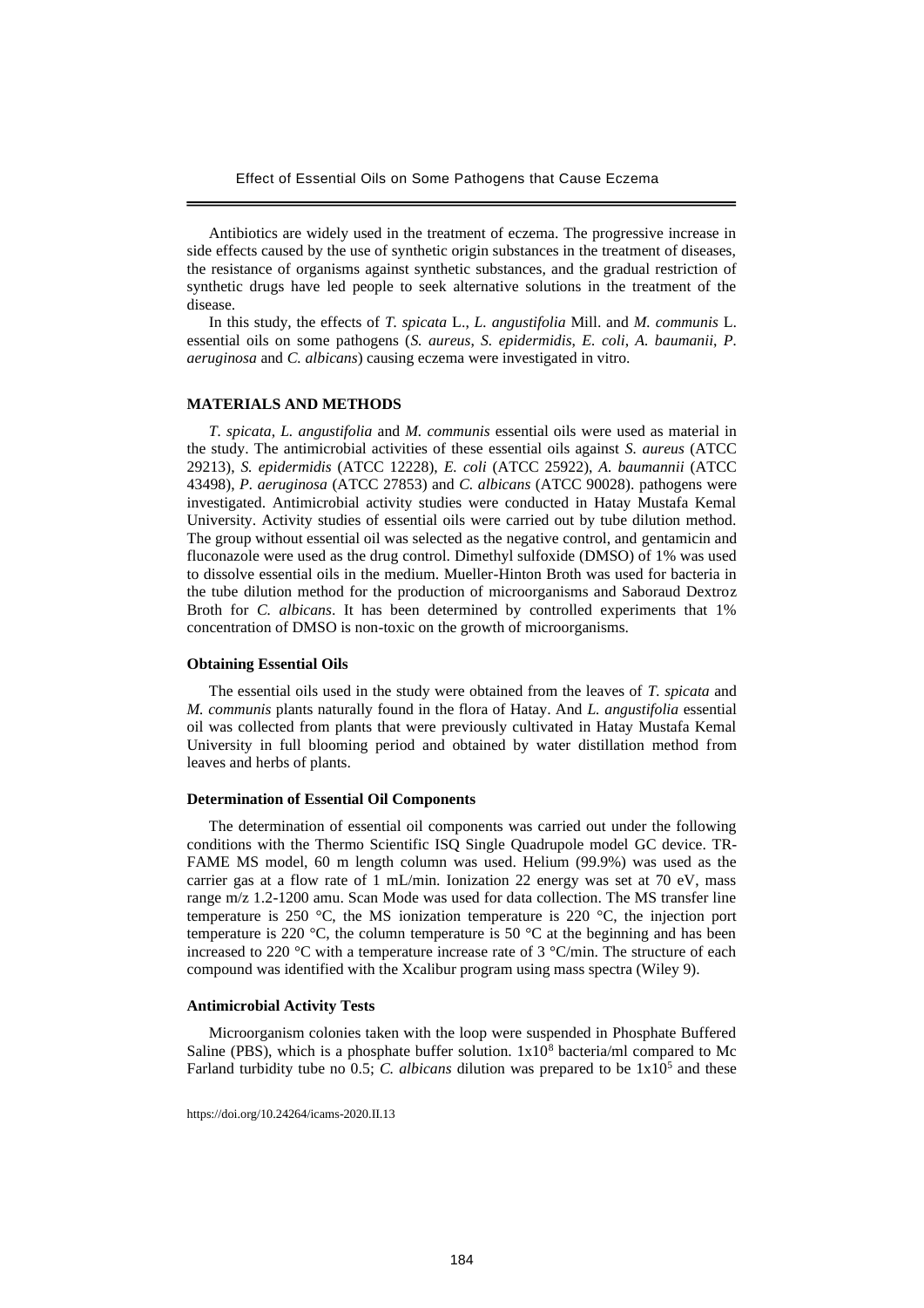Antibiotics are widely used in the treatment of eczema. The progressive increase in side effects caused by the use of synthetic origin substances in the treatment of diseases, the resistance of organisms against synthetic substances, and the gradual restriction of synthetic drugs have led people to seek alternative solutions in the treatment of the disease.

In this study, the effects of *T. spicata* L., *L. angustifolia* Mill. and *M. communis* L. essential oils on some pathogens (*S. aureus*, *S. epidermidis*, *E. coli*, *A. baumanii*, *P. aeruginosa* and *C. albicans*) causing eczema were investigated in vitro.

## MATERIALS AND METHODS

*T. spicata*, *L. angustifolia* and *M. communis* essential oils were used as material in the study. The antimicrobial activities of these essential oils against *S. aureus* (ATCC 29213), *S. epidermidis* (ATCC 12228), *E. coli* (ATCC 25922), *A. baumannii* (ATCC 43498), *P. aeruginosa* (ATCC 27853) and *C. albicans* (ATCC 90028). pathogens were investigated. Antimicrobial activity studies were conducted in Hatay Mustafa Kemal University. Activity studies of essential oils were carried out by tube dilution method. The group without essential oil was selected as the negative control, and gentamicin and fluconazole were used as the drug control. Dimethyl sulfoxide (DMSO) of 1% was used to dissolve essential oils in the medium. Mueller-Hinton Broth was used for bacteria in the tube dilution method for the production of microorganisms and Saboraud Dextroz Broth for *C. albicans*. It has been determined by controlled experiments that 1% concentration of DMSO is non-toxic on the growth of microorganisms.

### Obtaining Essential Oils

The essential oils used in the study were obtained from the leaves of *T. spicata* and *M. communis* plants naturally found in the flora of Hatay. And *L. angustifolia* essential oil was collected from plants that were previously cultivated in Hatay Mustafa Kemal University in full blooming period and obtained by water distillation method from leaves and herbs of plants.

### Determination of Essential Oil Components

The determination of essential oil components was carried out under the following conditions with the Thermo Scientific ISQ Single Quadrupole model GC device. TR-FAME MS model, 60 m length column was used. Helium (99.9%) was used as the carrier gas at a flow rate of 1 mL/min. Ionization 22 energy was set at 70 eV, mass range m/z 1.2-1200 amu. Scan Mode was used for data collection. The MS transfer line temperature is 250 °C, the MS ionization temperature is 220 °C, the injection port temperature is 220 °C, the column temperature is 50 °C at the beginning and has been increased to 220 °C with a temperature increase rate of 3 °C/min. The structure of each compound was identified with the Xcalibur program using mass spectra (Wiley 9).

### Antimicrobial Activity Tests

Microorganism colonies taken with the loop were suspended in Phosphate Buffered Saline (PBS), which is a phosphate buffer solution. $1x10^8$ bacteria/ml compared to Mc Farland turbidity tube no 0.5; *C. albicans* dilution was prepared to be $1x10^5$ and these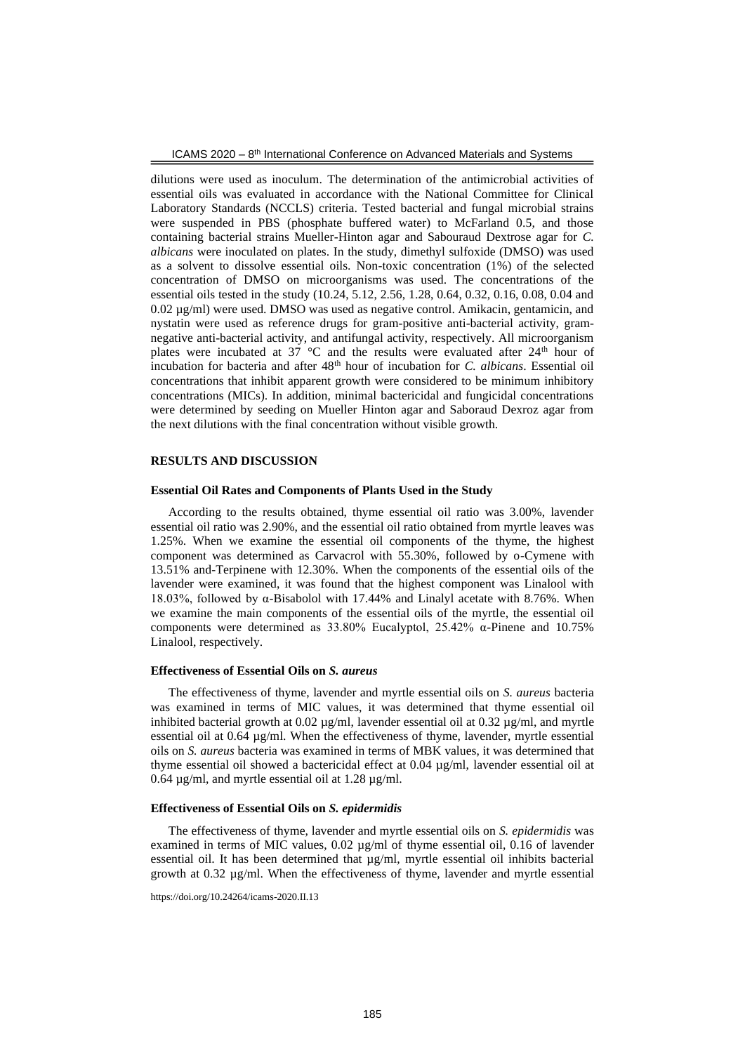dilutions were used as inoculum. The determination of the antimicrobial activities of essential oils was evaluated in accordance with the National Committee for Clinical Laboratory Standards (NCCLS) criteria. Tested bacterial and fungal microbial strains were suspended in PBS (phosphate buffered water) to McFarland 0.5, and those containing bacterial strains Mueller-Hinton agar and Sabouraud Dextrose agar for *C. albicans* were inoculated on plates. In the study, dimethyl sulfoxide (DMSO) was used as a solvent to dissolve essential oils. Non-toxic concentration (1%) of the selected concentration of DMSO on microorganisms was used. The concentrations of the essential oils tested in the study (10.24, 5.12, 2.56, 1.28, 0.64, 0.32, 0.16, 0.08, 0.04 and 0.02 µg/ml) were used. DMSO was used as negative control. Amikacin, gentamicin, and nystatin were used as reference drugs for gram-positive anti-bacterial activity, gram-negative anti-bacterial activity, and antifungal activity, respectively. All microorganism plates were incubated at 37 °C and the results were evaluated after 24th hour of incubation for bacteria and after 48th hour of incubation for *C. albicans*. Essential oil concentrations that inhibit apparent growth were considered to be minimum inhibitory concentrations (MICs). In addition, minimal bactericidal and fungicidal concentrations were determined by seeding on Mueller Hinton agar and Saboraud Dexroz agar from the next dilutions with the final concentration without visible growth.

## RESULTS AND DISCUSSION

### Essential Oil Rates and Components of Plants Used in the Study

According to the results obtained, thyme essential oil ratio was 3.00%, lavender essential oil ratio was 2.90%, and the essential oil ratio obtained from myrtle leaves was 1.25%. When we examine the essential oil components of the thyme, the highest component was determined as Carvacrol with 55.30%, followed by o-Cymene with 13.51% and-Terpinene with 12.30%. When the components of the essential oils of the lavender were examined, it was found that the highest component was Linalool with 18.03%, followed by α-Bisabolol with 17.44% and Linalyl acetate with 8.76%. When we examine the main components of the essential oils of the myrtle, the essential oil components were determined as 33.80% Eucalyptol, 25.42% α-Pinene and 10.75% Linalool, respectively.

### Effectiveness of Essential Oils on *S. aureus*

The effectiveness of thyme, lavender and myrtle essential oils on *S. aureus* bacteria was examined in terms of MIC values, it was determined that thyme essential oil inhibited bacterial growth at 0.02 µg/ml, lavender essential oil at 0.32 µg/ml, and myrtle essential oil at 0.64 µg/ml. When the effectiveness of thyme, lavender, myrtle essential oils on *S. aureus* bacteria was examined in terms of MBK values, it was determined that thyme essential oil showed a bactericidal effect at 0.04 µg/ml, lavender essential oil at 0.64 µg/ml, and myrtle essential oil at 1.28 µg/ml.

### Effectiveness of Essential Oils on *S. epidermidis*

The effectiveness of thyme, lavender and myrtle essential oils on *S. epidermidis* was examined in terms of MIC values, 0.02 µg/ml of thyme essential oil, 0.16 of lavender essential oil. It has been determined that µg/ml, myrtle essential oil inhibits bacterial growth at 0.32 µg/ml. When the effectiveness of thyme, lavender and myrtle essential

https://doi.org/10.24264/icams-2020.II.13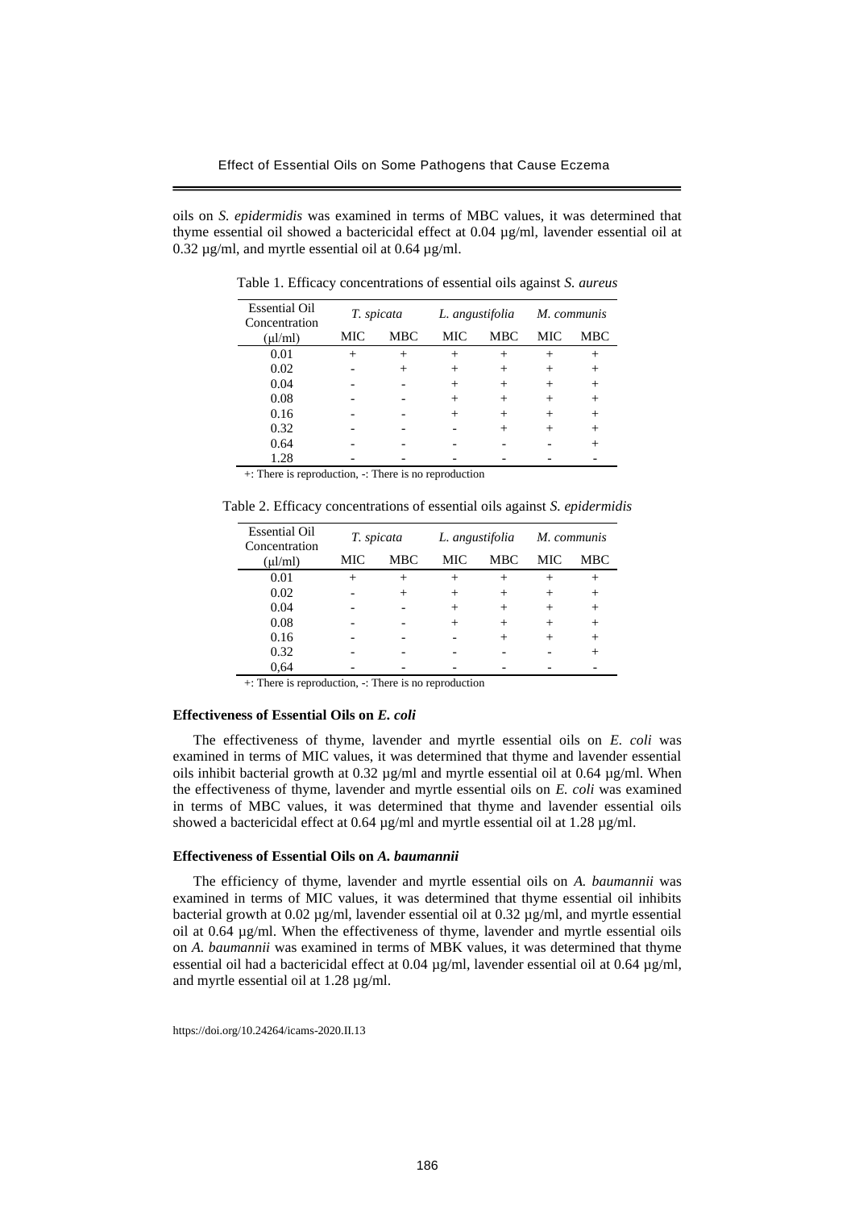oils on *S. epidermidis* was examined in terms of MBC values, it was determined that thyme essential oil showed a bactericidal effect at 0.04 µg/ml, lavender essential oil at 0.32 µg/ml, and myrtle essential oil at 0.64 µg/ml.

Table 1. Efficacy concentrations of essential oils against *S. aureus*

| Essential Oil Concentration (µl/ml) | *T. spicata* | | *L. angustifolia* | | *M. communis* | |
|---|---|---|---|---|---|---|
| | MIC | MBC | MIC | MBC | MIC | MBC |
| 0.01 | + | + | + | + | + | + |
| 0.02 | - | + | + | + | + | + |
| 0.04 | - | - | + | + | + | + |
| 0.08 | - | - | + | + | + | + |
| 0.16 | - | - | + | + | + | + |
| 0.32 | - | - | - | + | + | + |
| 0.64 | - | - | - | - | - | + |
| 1.28 | - | - | - | - | - | - |

+: There is reproduction, -: There is no reproduction

Table 2. Efficacy concentrations of essential oils against *S. epidermidis*

| Essential Oil Concentration (µl/ml) | *T. spicata* | | *L. angustifolia* | | *M. communis* | |
|---|---|---|---|---|---|---|
| | MIC | MBC | MIC | MBC | MIC | MBC |
| 0.01 | + | + | + | + | + | + |
| 0.02 | - | + | + | + | + | + |
| 0.04 | - | - | + | + | + | + |
| 0.08 | - | - | + | + | + | + |
| 0.16 | - | - | - | + | + | + |
| 0.32 | - | - | - | - | - | + |
| 0,64 | - | - | - | - | - | - |

+: There is reproduction, -: There is no reproduction

**Effectiveness of Essential Oils on *E. coli***

The effectiveness of thyme, lavender and myrtle essential oils on *E. coli* was examined in terms of MIC values, it was determined that thyme and lavender essential oils inhibit bacterial growth at 0.32 µg/ml and myrtle essential oil at 0.64 µg/ml. When the effectiveness of thyme, lavender and myrtle essential oils on *E. coli* was examined in terms of MBC values, it was determined that thyme and lavender essential oils showed a bactericidal effect at 0.64 µg/ml and myrtle essential oil at 1.28 µg/ml.

**Effectiveness of Essential Oils on *A. baumannii***

The efficiency of thyme, lavender and myrtle essential oils on *A. baumannii* was examined in terms of MIC values, it was determined that thyme essential oil inhibits bacterial growth at 0.02 µg/ml, lavender essential oil at 0.32 µg/ml, and myrtle essential oil at 0.64 µg/ml. When the effectiveness of thyme, lavender and myrtle essential oils on *A. baumannii* was examined in terms of MBK values, it was determined that thyme essential oil had a bactericidal effect at 0.04 µg/ml, lavender essential oil at 0.64 µg/ml, and myrtle essential oil at 1.28 µg/ml.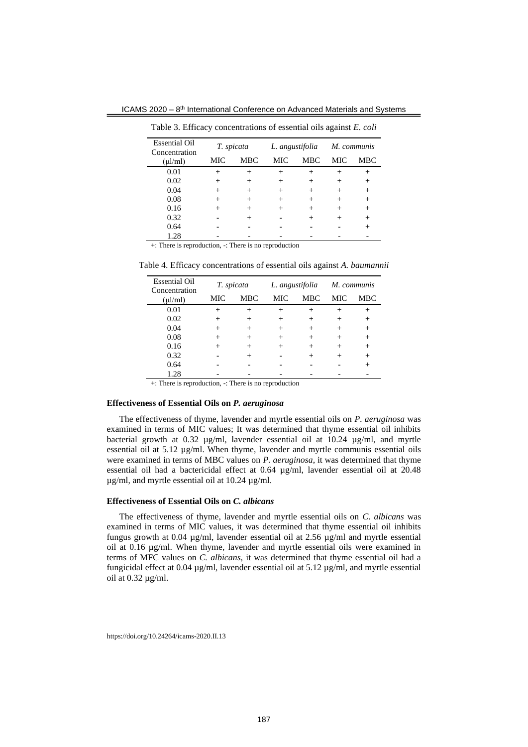Table 3. Efficacy concentrations of essential oils against *E. coli*

| Essential Oil Concentration (μl/ml) | *T. spicata* | | *L. angustifolia* | | *M. communis* | |
|---|---|---|---|---|---|---|
| | MIC | MBC | MIC | MBC | MIC | MBC |
| 0.01 | + | + | + | + | + | + |
| 0.02 | + | + | + | + | + | + |
| 0.04 | + | + | + | + | + | + |
| 0.08 | + | + | + | + | + | + |
| 0.16 | + | + | + | + | + | + |
| 0.32 | - | + | - | + | + | + |
| 0.64 | - | - | - | - | - | + |
| 1.28 | - | - | - | - | - | - |

+: There is reproduction, -: There is no reproduction

Table 4. Efficacy concentrations of essential oils against *A. baumannii*

| Essential Oil Concentration (μl/ml) | *T. spicata* | | *L. angustifolia* | | *M. communis* | |
|---|---|---|---|---|---|---|
| | MIC | MBC | MIC | MBC | MIC | MBC |
| 0.01 | + | + | + | + | + | + |
| 0.02 | + | + | + | + | + | + |
| 0.04 | + | + | + | + | + | + |
| 0.08 | + | + | + | + | + | + |
| 0.16 | + | + | + | + | + | + |
| 0.32 | - | + | - | + | + | + |
| 0.64 | - | - | - | - | - | + |
| 1.28 | - | - | - | - | - | - |

+: There is reproduction, -: There is no reproduction

### Effectiveness of Essential Oils on *P. aeruginosa*

The effectiveness of thyme, lavender and myrtle essential oils on *P. aeruginosa* was examined in terms of MIC values; It was determined that thyme essential oil inhibits bacterial growth at 0.32 µg/ml, lavender essential oil at 10.24 µg/ml, and myrtle essential oil at 5.12 µg/ml. When thyme, lavender and myrtle communis essential oils were examined in terms of MBC values on *P. aeruginosa*, it was determined that thyme essential oil had a bactericidal effect at 0.64 µg/ml, lavender essential oil at 20.48 µg/ml, and myrtle essential oil at 10.24 µg/ml.

### Effectiveness of Essential Oils on *C. albicans*

The effectiveness of thyme, lavender and myrtle essential oils on *C. albicans* was examined in terms of MIC values, it was determined that thyme essential oil inhibits fungus growth at 0.04 µg/ml, lavender essential oil at 2.56 µg/ml and myrtle essential oil at 0.16 µg/ml. When thyme, lavender and myrtle essential oils were examined in terms of MFC values on *C. albicans*, it was determined that thyme essential oil had a fungicidal effect at 0.04 µg/ml, lavender essential oil at 5.12 µg/ml, and myrtle essential oil at 0.32 µg/ml.

https://doi.org/10.24264/icams-2020.II.13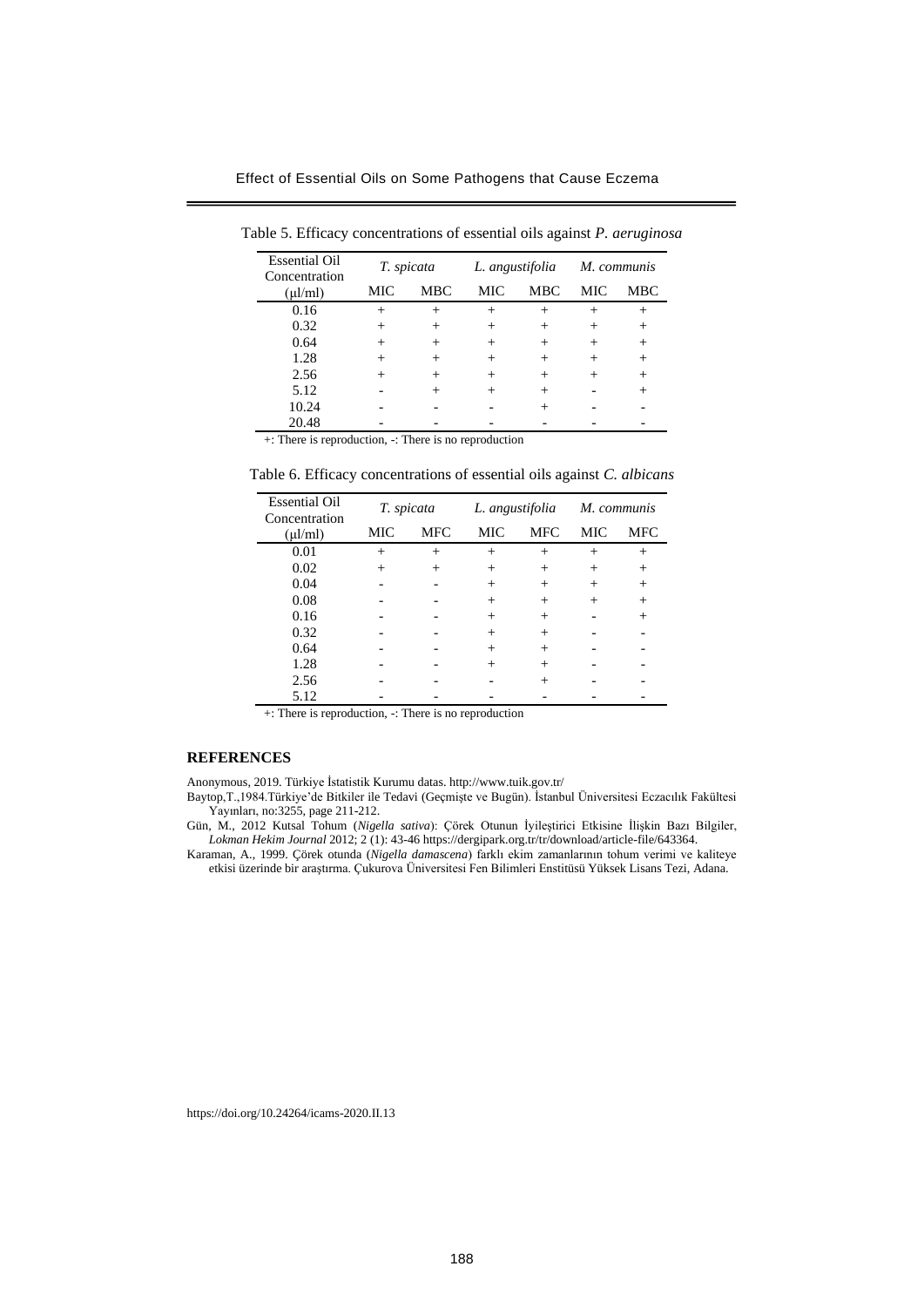Table 5. Efficacy concentrations of essential oils against *P. aeruginosa*

| Essential Oil Concentration | *T. spicata* | | *L. angustifolia* | | *M. communis* | |
|---|---|---|---|---|---|---|
| (μl/ml) | MIC | MBC | MIC | MBC | MIC | MBC |
| 0.16 | + | + | + | + | + | + |
| 0.32 | + | + | + | + | + | + |
| 0.64 | + | + | + | + | + | + |
| 1.28 | + | + | + | + | + | + |
| 2.56 | + | + | + | + | + | + |
| 5.12 | - | + | + | + | - | + |
| 10.24 | - | - | - | + | - | - |
| 20.48 | - | - | - | - | - | - |

+: There is reproduction, -: There is no reproduction

Table 6. Efficacy concentrations of essential oils against *C. albicans*

| Essential Oil Concentration | *T. spicata* | | *L. angustifolia* | | *M. communis* | |
|---|---|---|---|---|---|---|
| (μl/ml) | MIC | MFC | MIC | MFC | MIC | MFC |
| 0.01 | + | + | + | + | + | + |
| 0.02 | + | + | + | + | + | + |
| 0.04 | - | - | + | + | + | + |
| 0.08 | - | - | + | + | + | + |
| 0.16 | - | - | + | + | - | + |
| 0.32 | - | - | + | + | - | - |
| 0.64 | - | - | + | + | - | - |
| 1.28 | - | - | + | + | - | - |
| 2.56 | - | - | - | + | - | - |
| 5.12 | - | - | - | - | - | - |

+: There is reproduction, -: There is no reproduction

## REFERENCES

Anonymous, 2019. Türkiye İstatistik Kurumu datas. http://www.tuik.gov.tr/

Baytop,T.,1984.Türkiye'de Bitkiler ile Tedavi (Geçmişte ve Bugün). İstanbul Üniversitesi Eczacılık Fakültesi Yayınları, no:3255, page 211-212.

Gün, M., 2012 Kutsal Tohum (*Nigella sativa*): Çörek Otunun İyileştirici Etkisine İlişkin Bazı Bilgiler, *Lokman Hekim Journal* 2012; 2 (1): 43-46 https://dergipark.org.tr/tr/download/article-file/643364.

Karaman, A., 1999. Çörek otunda (*Nigella damascena*) farklı ekim zamanlarının tohum verimi ve kaliteye etkisi üzerinde bir araştırma. Çukurova Üniversitesi Fen Bilimleri Enstitüsü Yüksek Lisans Tezi, Adana.

https://doi.org/10.24264/icams-2020.II.13